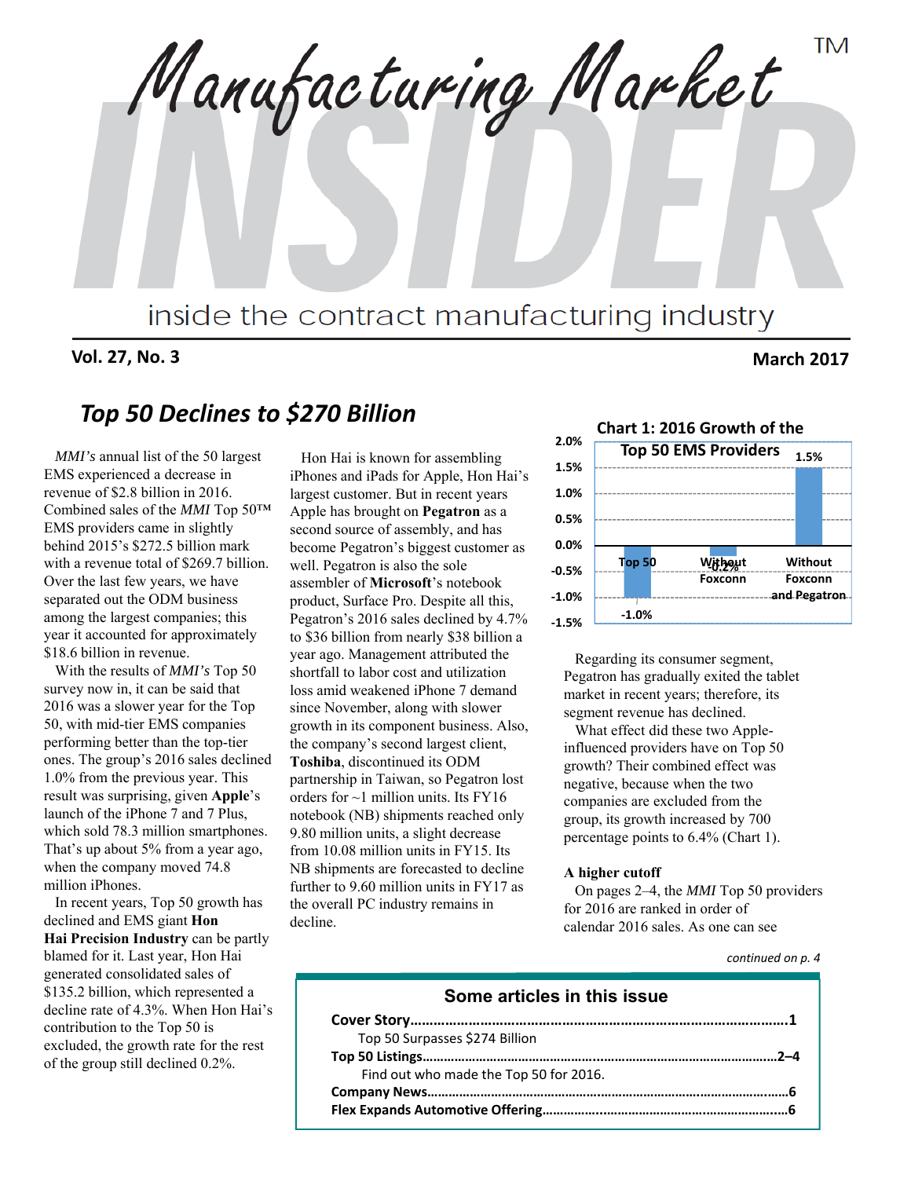# Manufacturing Market INSIDER™

inside the contract manufacturing industry

**Vol. 27, No. 3** **March 2017**

## *Top 50 Declines to $270 Billion*

*MMI's* annual list of the 50 largest EMS experienced a decrease in revenue of $2.8 billion in 2016. Combined sales of the *MMI* Top 50™ EMS providers came in slightly behind 2015's $272.5 billion mark with a revenue total of $269.7 billion. Over the last few years, we have separated out the ODM business among the largest companies; this year it accounted for approximately $18.6 billion in revenue.

With the results of *MMI's* Top 50 survey now in, it can be said that 2016 was a slower year for the Top 50, with mid-tier EMS companies performing better than the top-tier ones. The group's 2016 sales declined 1.0% from the previous year. This result was surprising, given **Apple**'s launch of the iPhone 7 and 7 Plus, which sold 78.3 million smartphones. That's up about 5% from a year ago, when the company moved 74.8 million iPhones.

In recent years, Top 50 growth has declined and EMS giant **Hon Hai Precision Industry** can be partly blamed for it. Last year, Hon Hai generated consolidated sales of $135.2 billion, which represented a decline rate of 4.3%. When Hon Hai's contribution to the Top 50 is excluded, the growth rate for the rest of the group still declined 0.2%.

Hon Hai is known for assembling iPhones and iPads for Apple, Hon Hai's largest customer. But in recent years Apple has brought on **Pegatron** as a second source of assembly, and has become Pegatron's biggest customer as well. Pegatron is also the sole assembler of **Microsoft**'s notebook product, Surface Pro. Despite all this, Pegatron's 2016 sales declined by 4.7% to $36 billion from nearly $38 billion a year ago. Management attributed the shortfall to labor cost and utilization loss amid weakened iPhone 7 demand since November, along with slower growth in its component business. Also, the company's second largest client, **Toshiba**, discontinued its ODM partnership in Taiwan, so Pegatron lost orders for ~1 million units. Its FY16 notebook (NB) shipments reached only 9.80 million units, a slight decrease from 10.08 million units in FY15. Its NB shipments are forecasted to decline further to 9.60 million units in FY17 as the overall PC industry remains in decline.

**Chart 1: 2016 Growth of the Top 50 EMS Providers**

| | Top 50 | Without Foxconn | Without Foxconn and Pegatron |
|---|---|---|---|
| Growth | -1.0% | -0.2% | 1.5% |

Regarding its consumer segment, Pegatron has gradually exited the tablet market in recent years; therefore, its segment revenue has declined.

What effect did these two Apple-influenced providers have on Top 50 growth? Their combined effect was negative, because when the two companies are excluded from the group, its growth increased by 700 percentage points to 6.4% (Chart 1).

### A higher cutoff

On pages 2–4, the *MMI* Top 50 providers for 2016 are ranked in order of calendar 2016 sales. As one can see

*continued on p. 4*

### Some articles in this issue

**Cover Story……………………………………………………………………………………1**
Top 50 Surpasses $274 Billion
**Top 50 Listings……………………………………………………………………………2–4**
Find out who made the Top 50 for 2016.
**Company News………………………………………………………………………………6**
**Flex Expands Automotive Offering…………………………………………………………6**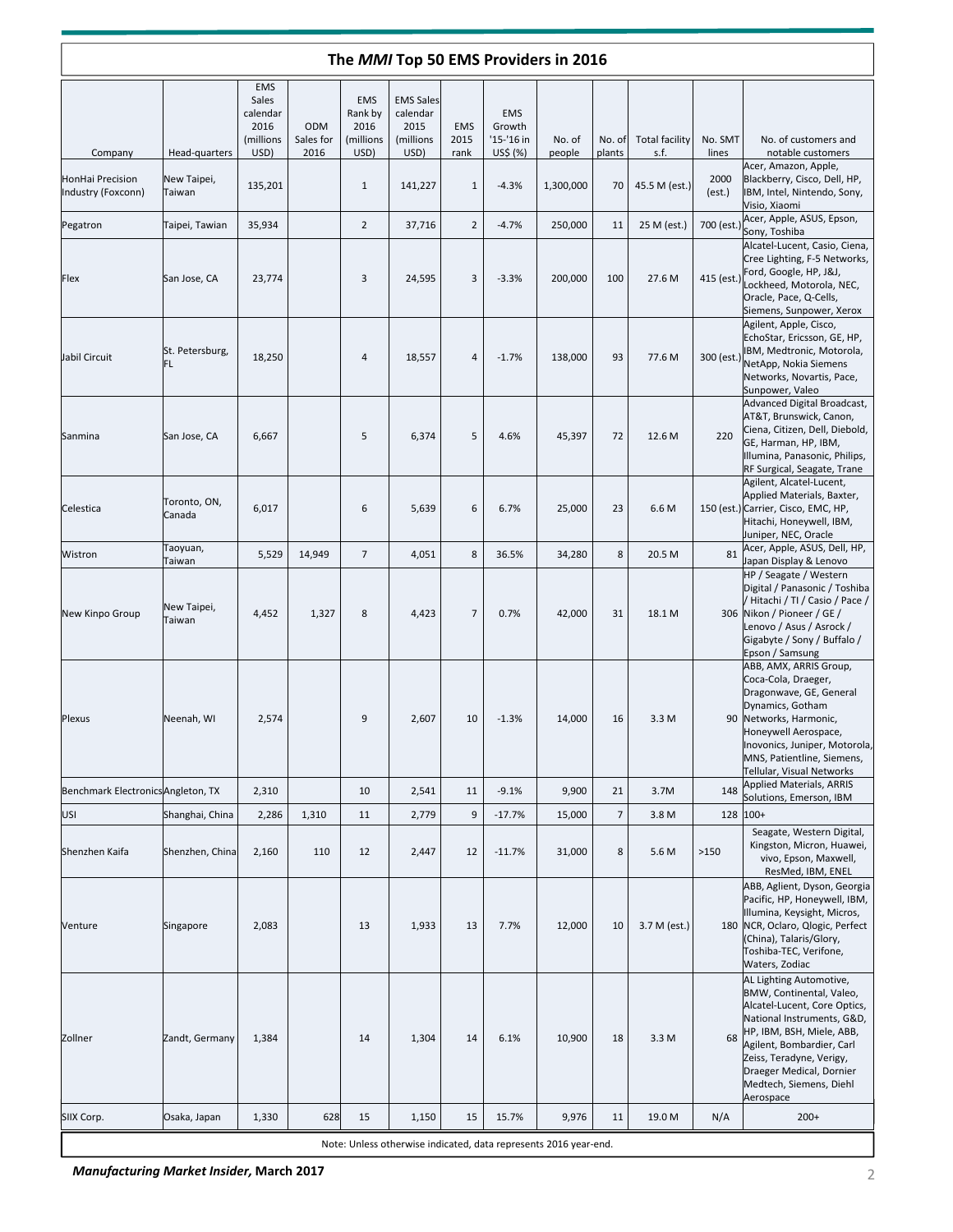## The *MMI* Top 50 EMS Providers in 2016

| Company | Head-quarters | EMS Sales calendar 2016 (millions USD) | ODM Sales for 2016 | EMS Rank by 2016 (millions USD) | EMS Sales calendar 2015 (millions USD) | EMS 2015 rank | EMS Growth '15-'16 in US$ (%) | No. of people | No. of plants | Total facility s.f. | No. SMT lines | No. of customers and notable customers |
|---|---|---|---|---|---|---|---|---|---|---|---|---|
| HonHai Precision Industry (Foxconn) | New Taipei, Taiwan | 135,201 | | 1 | 141,227 | 1 | -4.3% | 1,300,000 | 70 | 45.5 M (est.) | 2000 (est.) | Acer, Amazon, Apple, Blackberry, Cisco, Dell, HP, IBM, Intel, Nintendo, Sony, Visio, Xiaomi |
| Pegatron | Taipei, Tawian | 35,934 | | 2 | 37,716 | 2 | -4.7% | 250,000 | 11 | 25 M (est.) | 700 (est.) | Acer, Apple, ASUS, Epson, Sony, Toshiba |
| Flex | San Jose, CA | 23,774 | | 3 | 24,595 | 3 | -3.3% | 200,000 | 100 | 27.6 M | 415 (est.) | Alcatel-Lucent, Casio, Ciena, Cree Lighting, F-5 Networks, Ford, Google, HP, J&J, Lockheed, Motorola, NEC, Oracle, Pace, Q-Cells, Siemens, Sunpower, Xerox |
| Jabil Circuit | St. Petersburg, FL | 18,250 | | 4 | 18,557 | 4 | -1.7% | 138,000 | 93 | 77.6 M | 300 (est.) | Agilent, Apple, Cisco, EchoStar, Ericsson, GE, HP, IBM, Medtronic, Motorola, NetApp, Nokia Siemens Networks, Novartis, Pace, Sunpower, Valeo |
| Sanmina | San Jose, CA | 6,667 | | 5 | 6,374 | 5 | 4.6% | 45,397 | 72 | 12.6 M | 220 | Advanced Digital Broadcast, AT&T, Brunswick, Canon, Ciena, Citizen, Dell, Diebold, GE, Harman, HP, IBM, Illumina, Panasonic, Philips, RF Surgical, Seagate, Trane |
| Celestica | Toronto, ON, Canada | 6,017 | | 6 | 5,639 | 6 | 6.7% | 25,000 | 23 | 6.6 M | 150 (est.) | Agilent, Alcatel-Lucent, Applied Materials, Baxter, Carrier, Cisco, EMC, HP, Hitachi, Honeywell, IBM, Juniper, NEC, Oracle |
| Wistron | Taoyuan, Taiwan | 5,529 | 14,949 | 7 | 4,051 | 8 | 36.5% | 34,280 | 8 | 20.5 M | 81 | Acer, Apple, ASUS, Dell, HP, Japan Display & Lenovo |
| New Kinpo Group | New Taipei, Taiwan | 4,452 | 1,327 | 8 | 4,423 | 7 | 0.7% | 42,000 | 31 | 18.1 M | 306 | HP / Seagate / Western Digital / Panasonic / Toshiba / Hitachi / TI / Casio / Pace / Nikon / Pioneer / GE / Lenovo / Asus / Asrock / Gigabyte / Sony / Buffalo / Epson / Samsung |
| Plexus | Neenah, WI | 2,574 | | 9 | 2,607 | 10 | -1.3% | 14,000 | 16 | 3.3 M | 90 | ABB, AMX, ARRIS Group, Coca-Cola, Draeger, Dragonwave, GE, General Dynamics, Gotham Networks, Harmonic, Honeywell Aerospace, Inovonics, Juniper, Motorola, MNS, Patientline, Siemens, Tellular, Visual Networks |
| Benchmark Electronics | Angleton, TX | 2,310 | | 10 | 2,541 | 11 | -9.1% | 9,900 | 21 | 3.7M | 148 | Applied Materials, ARRIS Solutions, Emerson, IBM |
| USI | Shanghai, China | 2,286 | 1,310 | 11 | 2,779 | 9 | -17.7% | 15,000 | 7 | 3.8 M | 128 | 100+ |
| Shenzhen Kaifa | Shenzhen, China | 2,160 | 110 | 12 | 2,447 | 12 | -11.7% | 31,000 | 8 | 5.6 M | >150 | Seagate, Western Digital, Kingston, Micron, Huawei, vivo, Epson, Maxwell, ResMed, IBM, ENEL |
| Venture | Singapore | 2,083 | | 13 | 1,933 | 13 | 7.7% | 12,000 | 10 | 3.7 M (est.) | 180 | ABB, Aglient, Dyson, Georgia Pacific, HP, Honeywell, IBM, Illumina, Keysight, Micros, NCR, Oclaro, Qlogic, Perfect (China), Talaris/Glory, Toshiba-TEC, Verifone, Waters, Zodiac |
| Zollner | Zandt, Germany | 1,384 | | 14 | 1,304 | 14 | 6.1% | 10,900 | 18 | 3.3 M | 68 | AL Lighting Automotive, BMW, Continental, Valeo, Alcatel-Lucent, Core Optics, National Instruments, G&D, HP, IBM, BSH, Miele, ABB, Agilent, Bombardier, Carl Zeiss, Teradyne, Verigy, Draeger Medical, Dornier Medtech, Siemens, Diehl Aerospace |
| SIIX Corp. | Osaka, Japan | 1,330 | 628 | 15 | 1,150 | 15 | 15.7% | 9,976 | 11 | 19.0 M | N/A | 200+ |

Note: Unless otherwise indicated, data represents 2016 year-end.

***Manufacturing Market Insider*, March 2017**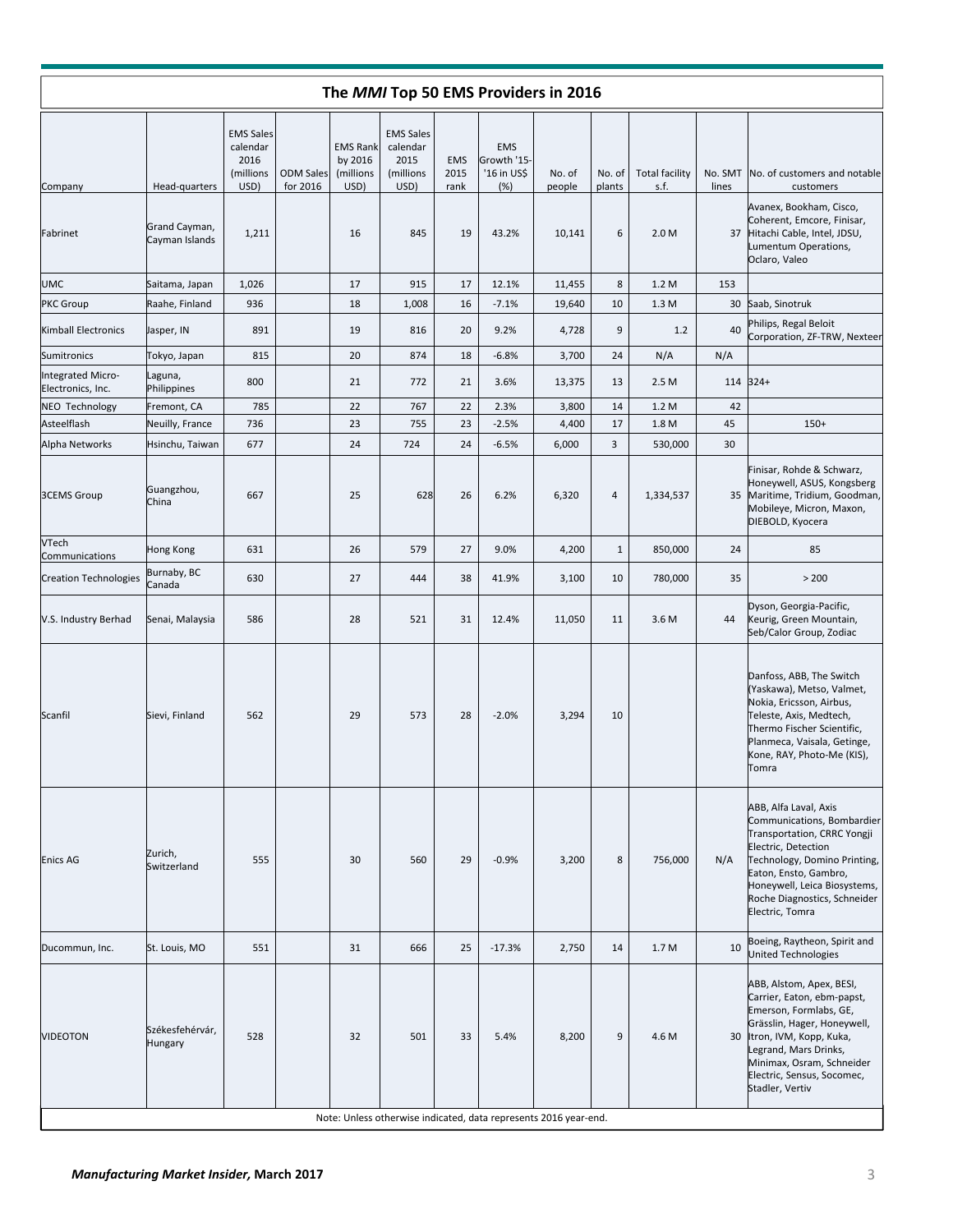## The *MMI* Top 50 EMS Providers in 2016

| Company | Head-quarters | EMS Sales calendar 2016 (millions USD) | ODM Sales for 2016 | EMS Rank by 2016 (millions USD) | EMS Sales calendar 2015 (millions USD) | EMS 2015 rank | EMS Growth '15-'16 in US$ (%) | No. of people | No. of plants | Total facility s.f. | No. SMT lines | No. of customers and notable customers |
|---|---|---|---|---|---|---|---|---|---|---|---|---|
| Fabrinet | Grand Cayman, Cayman Islands | 1,211 | | 16 | 845 | 19 | 43.2% | 10,141 | 6 | 2.0 M | 37 | Avanex, Bookham, Cisco, Coherent, Emcore, Finisar, Hitachi Cable, Intel, JDSU, Lumentum Operations, Oclaro, Valeo |
| UMC | Saitama, Japan | 1,026 | | 17 | 915 | 17 | 12.1% | 11,455 | 8 | 1.2 M | 153 | |
| PKC Group | Raahe, Finland | 936 | | 18 | 1,008 | 16 | -7.1% | 19,640 | 10 | 1.3 M | 30 | Saab, Sinotruk |
| Kimball Electronics | Jasper, IN | 891 | | 19 | 816 | 20 | 9.2% | 4,728 | 9 | 1.2 | 40 | Philips, Regal Beloit Corporation, ZF-TRW, Nexteer |
| Sumitronics | Tokyo, Japan | 815 | | 20 | 874 | 18 | -6.8% | 3,700 | 24 | N/A | N/A | |
| Integrated Micro-Electronics, Inc. | Laguna, Philippines | 800 | | 21 | 772 | 21 | 3.6% | 13,375 | 13 | 2.5 M | 114 | 324+ |
| NEO Technology | Fremont, CA | 785 | | 22 | 767 | 22 | 2.3% | 3,800 | 14 | 1.2 M | 42 | |
| Asteelflash | Neuilly, France | 736 | | 23 | 755 | 23 | -2.5% | 4,400 | 17 | 1.8 M | 45 | 150+ |
| Alpha Networks | Hsinchu, Taiwan | 677 | | 24 | 724 | 24 | -6.5% | 6,000 | 3 | 530,000 | 30 | |
| 3CEMS Group | Guangzhou, China | 667 | | 25 | 628 | 26 | 6.2% | 6,320 | 4 | 1,334,537 | 35 | Finisar, Rohde & Schwarz, Honeywell, ASUS, Kongsberg Maritime, Tridium, Goodman, Mobileye, Micron, Maxon, DIEBOLD, Kyocera |
| VTech Communications | Hong Kong | 631 | | 26 | 579 | 27 | 9.0% | 4,200 | 1 | 850,000 | 24 | 85 |
| Creation Technologies | Burnaby, BC Canada | 630 | | 27 | 444 | 38 | 41.9% | 3,100 | 10 | 780,000 | 35 | > 200 |
| V.S. Industry Berhad | Senai, Malaysia | 586 | | 28 | 521 | 31 | 12.4% | 11,050 | 11 | 3.6 M | 44 | Dyson, Georgia-Pacific, Keurig, Green Mountain, Seb/Calor Group, Zodiac |
| Scanfil | Sievi, Finland | 562 | | 29 | 573 | 28 | -2.0% | 3,294 | 10 | | | Danfoss, ABB, The Switch (Yaskawa), Metso, Valmet, Nokia, Ericsson, Airbus, Teleste, Axis, Medtech, Thermo Fischer Scientific, Planmeca, Vaisala, Getinge, Kone, RAY, Photo-Me (KIS), Tomra |
| Enics AG | Zurich, Switzerland | 555 | | 30 | 560 | 29 | -0.9% | 3,200 | 8 | 756,000 | N/A | ABB, Alfa Laval, Axis Communications, Bombardier Transportation, CRRC Yongji Electric, Detection Technology, Domino Printing, Eaton, Ensto, Gambro, Honeywell, Leica Biosystems, Roche Diagnostics, Schneider Electric, Tomra |
| Ducommun, Inc. | St. Louis, MO | 551 | | 31 | 666 | 25 | -17.3% | 2,750 | 14 | 1.7 M | 10 | Boeing, Raytheon, Spirit and United Technologies |
| VIDEOTON | Székesfehérvár, Hungary | 528 | | 32 | 501 | 33 | 5.4% | 8,200 | 9 | 4.6 M | 30 | ABB, Alstom, Apex, BESI, Carrier, Eaton, ebm-papst, Emerson, Formlabs, GE, Grässlin, Hager, Honeywell, Itron, IVM, Kopp, Kuka, Legrand, Mars Drinks, Minimax, Osram, Schneider Electric, Sensus, Socomec, Stadler, Vertiv |

Note: Unless otherwise indicated, data represents 2016 year-end.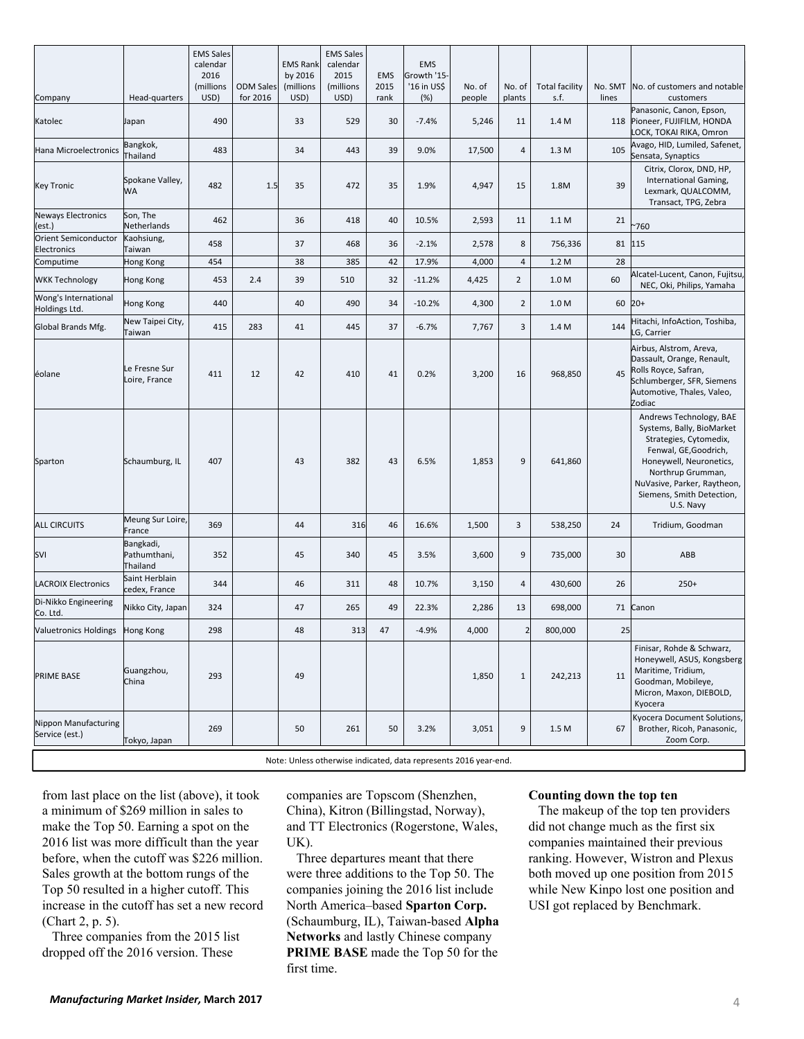| Company | Head-quarters | EMS Sales calendar 2016 (millions USD) | ODM Sales for 2016 | EMS Rank by 2016 (millions USD) | EMS Sales calendar 2015 (millions USD) | EMS 2015 rank | EMS Growth '15-'16 in US$ (%) | No. of people | No. of plants | Total facility s.f. | No. SMT lines | No. of customers and notable customers |
|---|---|---|---|---|---|---|---|---|---|---|---|---|
| Katolec | Japan | 490 | | 33 | 529 | 30 | -7.4% | 5,246 | 11 | 1.4 M | 118 | Panasonic, Canon, Epson, Pioneer, FUJIFILM, HONDA LOCK, TOKAI RIKA, Omron |
| Hana Microelectronics | Bangkok, Thailand | 483 | | 34 | 443 | 39 | 9.0% | 17,500 | 4 | 1.3 M | 105 | Avago, HID, Lumiled, Safenet, Sensata, Synaptics |
| Key Tronic | Spokane Valley, WA | 482 | 1.5 | 35 | 472 | 35 | 1.9% | 4,947 | 15 | 1.8M | 39 | Citrix, Clorox, DND, HP, International Gaming, Lexmark, QUALCOMM, Transact, TPG, Zebra |
| Neways Electronics (est.) | Son, The Netherlands | 462 | | 36 | 418 | 40 | 10.5% | 2,593 | 11 | 1.1 M | 21 | ~760 |
| Orient Semiconductor Electronics | Kaohsiung, Taiwan | 458 | | 37 | 468 | 36 | -2.1% | 2,578 | 8 | 756,336 | 81 | 115 |
| Computime | Hong Kong | 454 | | 38 | 385 | 42 | 17.9% | 4,000 | 4 | 1.2 M | 28 | |
| WKK Technology | Hong Kong | 453 | 2.4 | 39 | 510 | 32 | -11.2% | 4,425 | 2 | 1.0 M | 60 | Alcatel-Lucent, Canon, Fujitsu, NEC, Oki, Philips, Yamaha |
| Wong's International Holdings Ltd. | Hong Kong | 440 | | 40 | 490 | 34 | -10.2% | 4,300 | 2 | 1.0 M | 60 | 20+ |
| Global Brands Mfg. | New Taipei City, Taiwan | 415 | 283 | 41 | 445 | 37 | -6.7% | 7,767 | 3 | 1.4 M | 144 | Hitachi, InfoAction, Toshiba, LG, Carrier |
| éolane | Le Fresne Sur Loire, France | 411 | 12 | 42 | 410 | 41 | 0.2% | 3,200 | 16 | 968,850 | 45 | Airbus, Alstrom, Areva, Dassault, Orange, Renault, Rolls Royce, Safran, Schlumberger, SFR, Siemens Automotive, Thales, Valeo, Zodiac |
| Sparton | Schaumburg, IL | 407 | | 43 | 382 | 43 | 6.5% | 1,853 | 9 | 641,860 | | Andrews Technology, BAE Systems, Bally, BioMarket Strategies, Cytomedix, Fenwal, GE,Goodrich, Honeywell, Neuronetics, Northrup Grumman, NuVasive, Parker, Raytheon, Siemens, Smith Detection, U.S. Navy |
| ALL CIRCUITS | Meung Sur Loire, France | 369 | | 44 | 316 | 46 | 16.6% | 1,500 | 3 | 538,250 | 24 | Tridium, Goodman |
| SVI | Bangkadi, Pathumthani, Thailand | 352 | | 45 | 340 | 45 | 3.5% | 3,600 | 9 | 735,000 | 30 | ABB |
| LACROIX Electronics | Saint Herblain cedex, France | 344 | | 46 | 311 | 48 | 10.7% | 3,150 | 4 | 430,600 | 26 | 250+ |
| Di-Nikko Engineering Co. Ltd. | Nikko City, Japan | 324 | | 47 | 265 | 49 | 22.3% | 2,286 | 13 | 698,000 | 71 | Canon |
| Valuetronics Holdings | Hong Kong | 298 | | 48 | 313 | 47 | -4.9% | 4,000 | 2 | 800,000 | 25 | |
| PRIME BASE | Guangzhou, China | 293 | | 49 | | | | 1,850 | 1 | 242,213 | 11 | Finisar, Rohde & Schwarz, Honeywell, ASUS, Kongsberg Maritime, Tridium, Goodman, Mobileye, Micron, Maxon, DIEBOLD, Kyocera |
| Nippon Manufacturing Service (est.) | Tokyo, Japan | 269 | | 50 | 261 | 50 | 3.2% | 3,051 | 9 | 1.5 M | 67 | Kyocera Document Solutions, Brother, Ricoh, Panasonic, Zoom Corp. |

Note: Unless otherwise indicated, data represents 2016 year-end.

from last place on the list (above), it took a minimum of $269 million in sales to make the Top 50. Earning a spot on the 2016 list was more difficult than the year before, when the cutoff was $226 million. Sales growth at the bottom rungs of the Top 50 resulted in a higher cutoff. This increase in the cutoff has set a new record (Chart 2, p. 5).

Three companies from the 2015 list dropped off the 2016 version. These companies are Topscom (Shenzhen, China), Kitron (Billingstad, Norway), and TT Electronics (Rogerstone, Wales, UK).

Three departures meant that there were three additions to the Top 50. The companies joining the 2016 list include North America–based **Sparton Corp.** (Schaumburg, IL), Taiwan-based **Alpha Networks** and lastly Chinese company **PRIME BASE** made the Top 50 for the first time.

**Counting down the top ten**

The makeup of the top ten providers did not change much as the first six companies maintained their previous ranking. However, Wistron and Plexus both moved up one position from 2015 while New Kinpo lost one position and USI got replaced by Benchmark.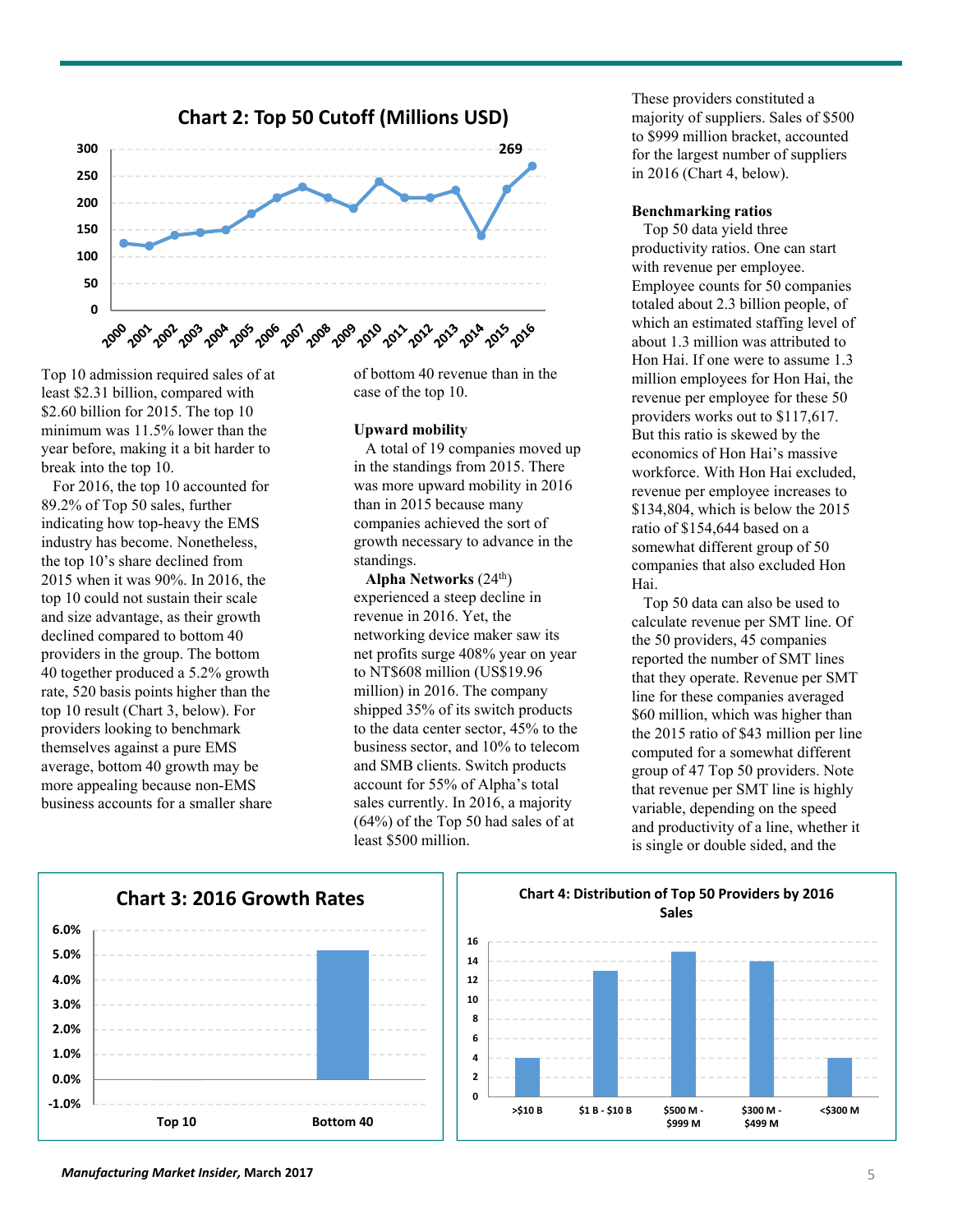**Chart 2: Top 50 Cutoff (Millions USD)**

Top 10 admission required sales of at least $2.31 billion, compared with $2.60 billion for 2015. The top 10 minimum was 11.5% lower than the year before, making it a bit harder to break into the top 10.

For 2016, the top 10 accounted for 89.2% of Top 50 sales, further indicating how top-heavy the EMS industry has become. Nonetheless, the top 10's share declined from 2015 when it was 90%. In 2016, the top 10 could not sustain their scale and size advantage, as their growth declined compared to bottom 40 providers in the group. The bottom 40 together produced a 5.2% growth rate, 520 basis points higher than the top 10 result (Chart 3, below). For providers looking to benchmark themselves against a pure EMS average, bottom 40 growth may be more appealing because non-EMS business accounts for a smaller share of bottom 40 revenue than in the case of the top 10.

**Upward mobility**

A total of 19 companies moved up in the standings from 2015. There was more upward mobility in 2016 than in 2015 because many companies achieved the sort of growth necessary to advance in the standings.

**Alpha Networks** (24th) experienced a steep decline in revenue in 2016. Yet, the networking device maker saw its net profits surge 408% year on year to NT$608 million (US$19.96 million) in 2016. The company shipped 35% of its switch products to the data center sector, 45% to the business sector, and 10% to telecom and SMB clients. Switch products account for 55% of Alpha's total sales currently. In 2016, a majority (64%) of the Top 50 had sales of at least $500 million. These providers constituted a majority of suppliers. Sales of $500 to $999 million bracket, accounted for the largest number of suppliers in 2016 (Chart 4, below).

**Benchmarking ratios**

Top 50 data yield three productivity ratios. One can start with revenue per employee. Employee counts for 50 companies totaled about 2.3 billion people, of which an estimated staffing level of about 1.3 million was attributed to Hon Hai. If one were to assume 1.3 million employees for Hon Hai, the revenue per employee for these 50 providers works out to $117,617. But this ratio is skewed by the economics of Hon Hai's massive workforce. With Hon Hai excluded, revenue per employee increases to $134,804, which is below the 2015 ratio of $154,644 based on a somewhat different group of 50 companies that also excluded Hon Hai.

Top 50 data can also be used to calculate revenue per SMT line. Of the 50 providers, 45 companies reported the number of SMT lines that they operate. Revenue per SMT line for these companies averaged $60 million, which was higher than the 2015 ratio of $43 million per line computed for a somewhat different group of 47 Top 50 providers. Note that revenue per SMT line is highly variable, depending on the speed and productivity of a line, whether it is single or double sided, and the

**Chart 3: 2016 Growth Rates**

**Chart 4: Distribution of Top 50 Providers by 2016 Sales**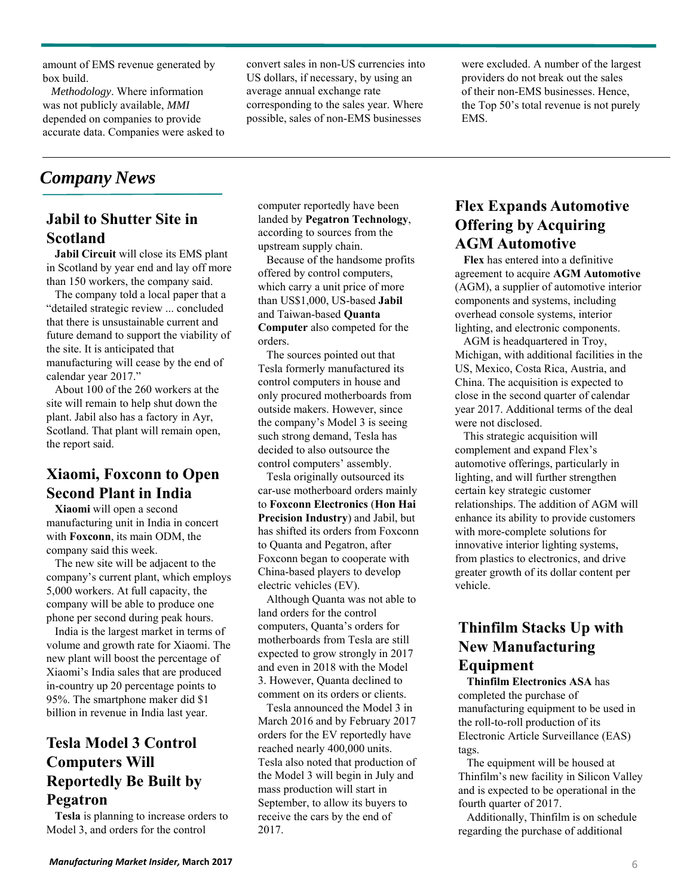amount of EMS revenue generated by box build.

*Methodology*. Where information was not publicly available, *MMI* depended on companies to provide accurate data. Companies were asked to convert sales in non-US currencies into US dollars, if necessary, by using an average annual exchange rate corresponding to the sales year. Where possible, sales of non-EMS businesses were excluded. A number of the largest providers do not break out the sales of their non-EMS businesses. Hence, the Top 50's total revenue is not purely EMS.

# *Company News*

## Jabil to Shutter Site in Scotland

**Jabil Circuit** will close its EMS plant in Scotland by year end and lay off more than 150 workers, the company said.

The company told a local paper that a "detailed strategic review ... concluded that there is unsustainable current and future demand to support the viability of the site. It is anticipated that manufacturing will cease by the end of calendar year 2017."

About 100 of the 260 workers at the site will remain to help shut down the plant. Jabil also has a factory in Ayr, Scotland. That plant will remain open, the report said.

## Xiaomi, Foxconn to Open Second Plant in India

**Xiaomi** will open a second manufacturing unit in India in concert with **Foxconn**, its main ODM, the company said this week.

The new site will be adjacent to the company's current plant, which employs 5,000 workers. At full capacity, the company will be able to produce one phone per second during peak hours.

India is the largest market in terms of volume and growth rate for Xiaomi. The new plant will boost the percentage of Xiaomi's India sales that are produced in-country up 20 percentage points to 95%. The smartphone maker did $1 billion in revenue in India last year.

## Tesla Model 3 Control Computers Will Reportedly Be Built by Pegatron

**Tesla** is planning to increase orders to Model 3, and orders for the control computer reportedly have been landed by **Pegatron Technology**, according to sources from the upstream supply chain.

Because of the handsome profits offered by control computers, which carry a unit price of more than US$1,000, US-based **Jabil** and Taiwan-based **Quanta Computer** also competed for the orders.

The sources pointed out that Tesla formerly manufactured its control computers in house and only procured motherboards from outside makers. However, since the company's Model 3 is seeing such strong demand, Tesla has decided to also outsource the control computers' assembly.

Tesla originally outsourced its car-use motherboard orders mainly to **Foxconn Electronics** (**Hon Hai Precision Industry**) and Jabil, but has shifted its orders from Foxconn to Quanta and Pegatron, after Foxconn began to cooperate with China-based players to develop electric vehicles (EV).

Although Quanta was not able to land orders for the control computers, Quanta's orders for motherboards from Tesla are still expected to grow strongly in 2017 and even in 2018 with the Model 3. However, Quanta declined to comment on its orders or clients.

Tesla announced the Model 3 in March 2016 and by February 2017 orders for the EV reportedly have reached nearly 400,000 units. Tesla also noted that production of the Model 3 will begin in July and mass production will start in September, to allow its buyers to receive the cars by the end of 2017.

## Flex Expands Automotive Offering by Acquiring AGM Automotive

**Flex** has entered into a definitive agreement to acquire **AGM Automotive** (AGM), a supplier of automotive interior components and systems, including overhead console systems, interior lighting, and electronic components.

AGM is headquartered in Troy, Michigan, with additional facilities in the US, Mexico, Costa Rica, Austria, and China. The acquisition is expected to close in the second quarter of calendar year 2017. Additional terms of the deal were not disclosed.

This strategic acquisition will complement and expand Flex's automotive offerings, particularly in lighting, and will further strengthen certain key strategic customer relationships. The addition of AGM will enhance its ability to provide customers with more-complete solutions for innovative interior lighting systems, from plastics to electronics, and drive greater growth of its dollar content per vehicle.

## Thinfilm Stacks Up with New Manufacturing Equipment

**Thinfilm Electronics ASA** has completed the purchase of manufacturing equipment to be used in the roll-to-roll production of its Electronic Article Surveillance (EAS) tags.

The equipment will be housed at Thinfilm's new facility in Silicon Valley and is expected to be operational in the fourth quarter of 2017.

Additionally, Thinfilm is on schedule regarding the purchase of additional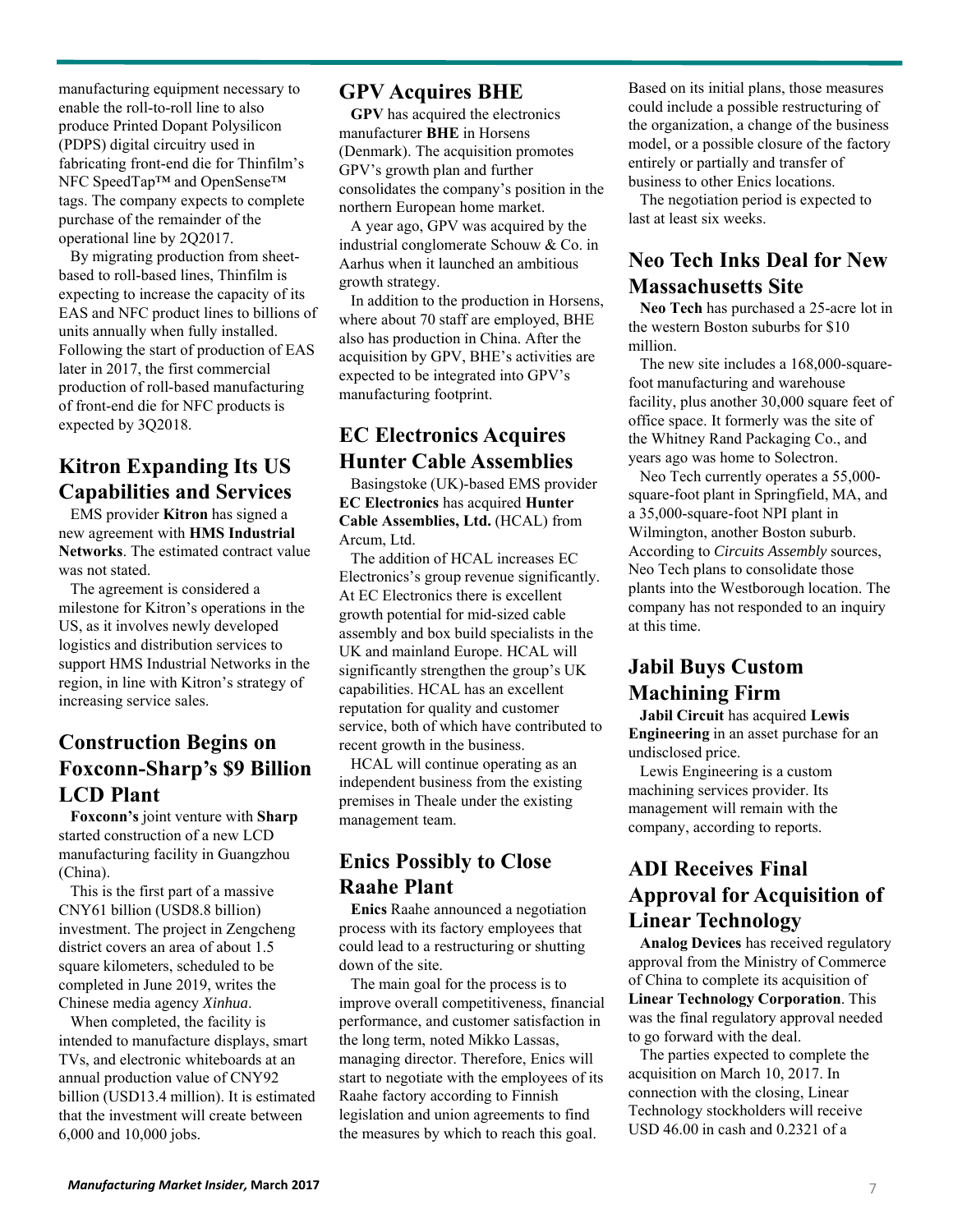manufacturing equipment necessary to enable the roll-to-roll line to also produce Printed Dopant Polysilicon (PDPS) digital circuitry used in fabricating front-end die for Thinfilm's NFC SpeedTap™ and OpenSense™ tags. The company expects to complete purchase of the remainder of the operational line by 2Q2017.

By migrating production from sheet-based to roll-based lines, Thinfilm is expecting to increase the capacity of its EAS and NFC product lines to billions of units annually when fully installed. Following the start of production of EAS later in 2017, the first commercial production of roll-based manufacturing of front-end die for NFC products is expected by 3Q2018.

## Kitron Expanding Its US Capabilities and Services

EMS provider **Kitron** has signed a new agreement with **HMS Industrial Networks**. The estimated contract value was not stated.

The agreement is considered a milestone for Kitron's operations in the US, as it involves newly developed logistics and distribution services to support HMS Industrial Networks in the region, in line with Kitron's strategy of increasing service sales.

## Construction Begins on Foxconn-Sharp's $9 Billion LCD Plant

**Foxconn's** joint venture with **Sharp** started construction of a new LCD manufacturing facility in Guangzhou (China).

This is the first part of a massive CNY61 billion (USD8.8 billion) investment. The project in Zengcheng district covers an area of about 1.5 square kilometers, scheduled to be completed in June 2019, writes the Chinese media agency *Xinhua*.

When completed, the facility is intended to manufacture displays, smart TVs, and electronic whiteboards at an annual production value of CNY92 billion (USD13.4 million). It is estimated that the investment will create between 6,000 and 10,000 jobs.

## GPV Acquires BHE

**GPV** has acquired the electronics manufacturer **BHE** in Horsens (Denmark). The acquisition promotes GPV's growth plan and further consolidates the company's position in the northern European home market.

A year ago, GPV was acquired by the industrial conglomerate Schouw & Co. in Aarhus when it launched an ambitious growth strategy.

In addition to the production in Horsens, where about 70 staff are employed, BHE also has production in China. After the acquisition by GPV, BHE's activities are expected to be integrated into GPV's manufacturing footprint.

## EC Electronics Acquires Hunter Cable Assemblies

Basingstoke (UK)-based EMS provider **EC Electronics** has acquired **Hunter Cable Assemblies, Ltd.** (HCAL) from Arcum, Ltd.

The addition of HCAL increases EC Electronics's group revenue significantly. At EC Electronics there is excellent growth potential for mid-sized cable assembly and box build specialists in the UK and mainland Europe. HCAL will significantly strengthen the group's UK capabilities. HCAL has an excellent reputation for quality and customer service, both of which have contributed to recent growth in the business.

HCAL will continue operating as an independent business from the existing premises in Theale under the existing management team.

## Enics Possibly to Close Raahe Plant

**Enics** Raahe announced a negotiation process with its factory employees that could lead to a restructuring or shutting down of the site.

The main goal for the process is to improve overall competitiveness, financial performance, and customer satisfaction in the long term, noted Mikko Lassas, managing director. Therefore, Enics will start to negotiate with the employees of its Raahe factory according to Finnish legislation and union agreements to find the measures by which to reach this goal. Based on its initial plans, those measures could include a possible restructuring of the organization, a change of the business model, or a possible closure of the factory entirely or partially and transfer of business to other Enics locations.

The negotiation period is expected to last at least six weeks.

## Neo Tech Inks Deal for New Massachusetts Site

**Neo Tech** has purchased a 25-acre lot in the western Boston suburbs for $10 million.

The new site includes a 168,000-square-foot manufacturing and warehouse facility, plus another 30,000 square feet of office space. It formerly was the site of the Whitney Rand Packaging Co., and years ago was home to Solectron.

Neo Tech currently operates a 55,000-square-foot plant in Springfield, MA, and a 35,000-square-foot NPI plant in Wilmington, another Boston suburb. According to *Circuits Assembly* sources, Neo Tech plans to consolidate those plants into the Westborough location. The company has not responded to an inquiry at this time.

## Jabil Buys Custom Machining Firm

**Jabil Circuit** has acquired **Lewis Engineering** in an asset purchase for an undisclosed price.

Lewis Engineering is a custom machining services provider. Its management will remain with the company, according to reports.

## ADI Receives Final Approval for Acquisition of Linear Technology

**Analog Devices** has received regulatory approval from the Ministry of Commerce of China to complete its acquisition of **Linear Technology Corporation**. This was the final regulatory approval needed to go forward with the deal.

The parties expected to complete the acquisition on March 10, 2017. In connection with the closing, Linear Technology stockholders will receive USD 46.00 in cash and 0.2321 of a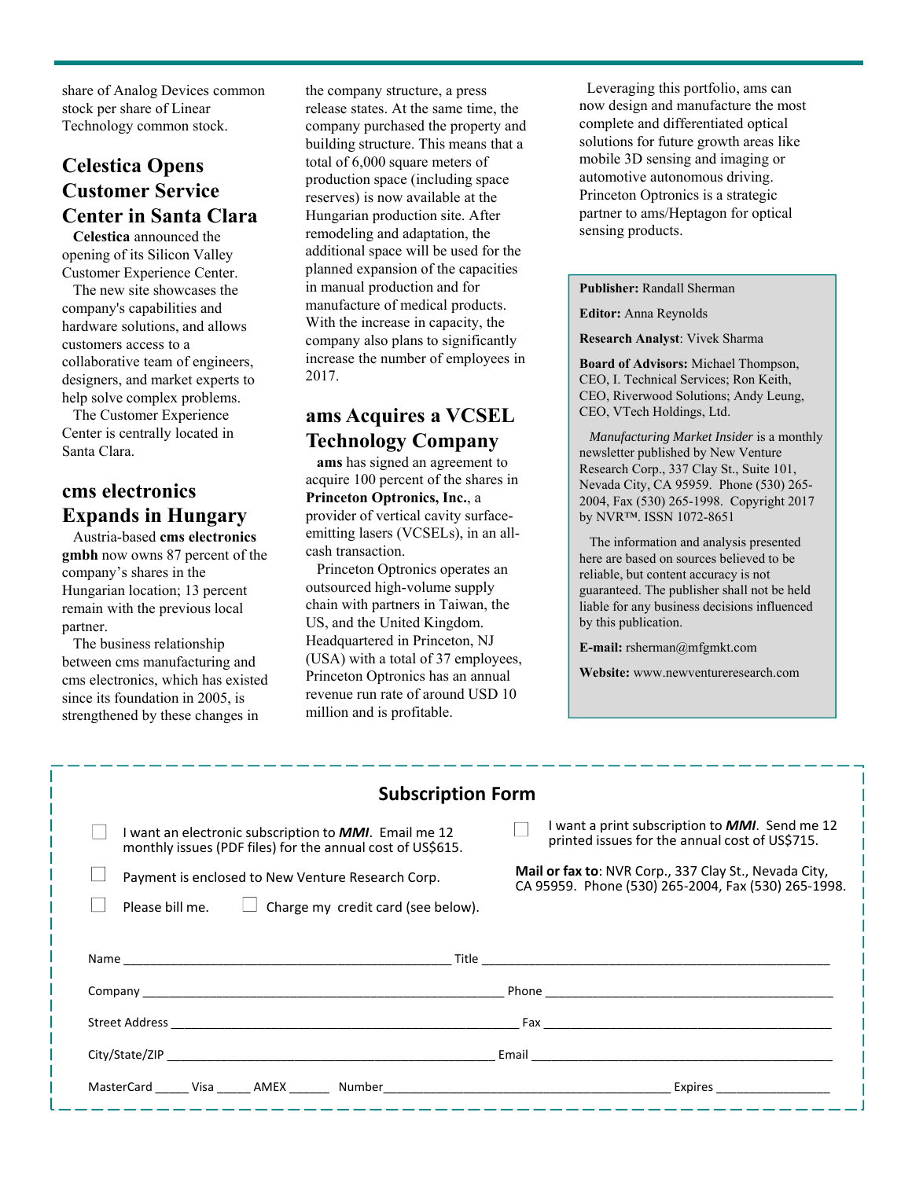share of Analog Devices common stock per share of Linear Technology common stock.

## Celestica Opens Customer Service Center in Santa Clara

**Celestica** announced the opening of its Silicon Valley Customer Experience Center.

The new site showcases the company's capabilities and hardware solutions, and allows customers access to a collaborative team of engineers, designers, and market experts to help solve complex problems.

The Customer Experience Center is centrally located in Santa Clara.

## cms electronics Expands in Hungary

Austria-based **cms electronics gmbh** now owns 87 percent of the company's shares in the Hungarian location; 13 percent remain with the previous local partner.

The business relationship between cms manufacturing and cms electronics, which has existed since its foundation in 2005, is strengthened by these changes in the company structure, a press release states. At the same time, the company purchased the property and building structure. This means that a total of 6,000 square meters of production space (including space reserves) is now available at the Hungarian production site. After remodeling and adaptation, the additional space will be used for the planned expansion of the capacities in manual production and for manufacture of medical products. With the increase in capacity, the company also plans to significantly increase the number of employees in 2017.

## ams Acquires a VCSEL Technology Company

**ams** has signed an agreement to acquire 100 percent of the shares in **Princeton Optronics, Inc.**, a provider of vertical cavity surface-emitting lasers (VCSELs), in an all-cash transaction.

Princeton Optronics operates an outsourced high-volume supply chain with partners in Taiwan, the US, and the United Kingdom. Headquartered in Princeton, NJ (USA) with a total of 37 employees, Princeton Optronics has an annual revenue run rate of around USD 10 million and is profitable.

Leveraging this portfolio, ams can now design and manufacture the most complete and differentiated optical solutions for future growth areas like mobile 3D sensing and imaging or automotive autonomous driving. Princeton Optronics is a strategic partner to ams/Heptagon for optical sensing products.

---

**Publisher:** Randall Sherman

**Editor:** Anna Reynolds

**Research Analyst**: Vivek Sharma

**Board of Advisors:** Michael Thompson, CEO, I. Technical Services; Ron Keith, CEO, Riverwood Solutions; Andy Leung, CEO, VTech Holdings, Ltd.

*Manufacturing Market Insider* is a monthly newsletter published by New Venture Research Corp., 337 Clay St., Suite 101, Nevada City, CA 95959. Phone (530) 265-2004, Fax (530) 265-1998. Copyright 2017 by NVR™. ISSN 1072-8651

The information and analysis presented here are based on sources believed to be reliable, but content accuracy is not guaranteed. The publisher shall not be held liable for any business decisions influenced by this publication.

**E-mail:** rsherman@mfgmkt.com

**Website:** www.newventureresearch.com

---

## Subscription Form

☐ I want an electronic subscription to ***MMI***. Email me 12 monthly issues (PDF files) for the annual cost of US$615.

☐ I want a print subscription to ***MMI***. Send me 12 printed issues for the annual cost of US$715.

☐ Payment is enclosed to New Venture Research Corp.

**Mail or fax to**: NVR Corp., 337 Clay St., Nevada City, CA 95959. Phone (530) 265-2004, Fax (530) 265-1998.

☐ Please bill me. ☐ Charge my credit card (see below).

Name ____________________ Title ____________________

Company ____________________ Phone ____________________

Street Address ____________________ Fax ____________________

City/State/ZIP ____________________ Email ____________________

MasterCard _____ Visa _____ AMEX ______ Number____________________ Expires ____________